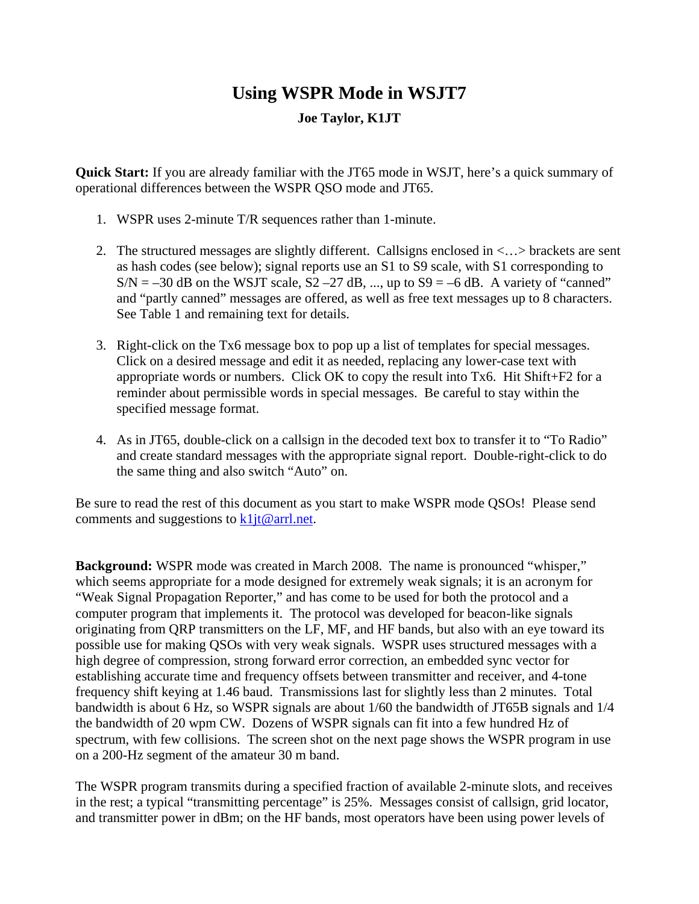# Using WSPR Mode in WSJT7

**Joe Taylor, K1JT**

**Quick Start:** If you are already familiar with the JT65 mode in WSJT, here's a quick summary of operational differences between the WSPR QSO mode and JT65.

1. WSPR uses 2-minute T/R sequences rather than 1-minute.

2. The structured messages are slightly different. Callsigns enclosed in <…> brackets are sent as hash codes (see below); signal reports use an S1 to S9 scale, with S1 corresponding to S/N = –30 dB on the WSJT scale, S2 –27 dB, ..., up to S9 = –6 dB. A variety of "canned" and "partly canned" messages are offered, as well as free text messages up to 8 characters. See Table 1 and remaining text for details.

3. Right-click on the Tx6 message box to pop up a list of templates for special messages. Click on a desired message and edit it as needed, replacing any lower-case text with appropriate words or numbers. Click OK to copy the result into Tx6. Hit Shift+F2 for a reminder about permissible words in special messages. Be careful to stay within the specified message format.

4. As in JT65, double-click on a callsign in the decoded text box to transfer it to "To Radio" and create standard messages with the appropriate signal report. Double-right-click to do the same thing and also switch "Auto" on.

Be sure to read the rest of this document as you start to make WSPR mode QSOs! Please send comments and suggestions to k1jt@arrl.net.

**Background:** WSPR mode was created in March 2008. The name is pronounced "whisper," which seems appropriate for a mode designed for extremely weak signals; it is an acronym for "Weak Signal Propagation Reporter," and has come to be used for both the protocol and a computer program that implements it. The protocol was developed for beacon-like signals originating from QRP transmitters on the LF, MF, and HF bands, but also with an eye toward its possible use for making QSOs with very weak signals. WSPR uses structured messages with a high degree of compression, strong forward error correction, an embedded sync vector for establishing accurate time and frequency offsets between transmitter and receiver, and 4-tone frequency shift keying at 1.46 baud. Transmissions last for slightly less than 2 minutes. Total bandwidth is about 6 Hz, so WSPR signals are about 1/60 the bandwidth of JT65B signals and 1/4 the bandwidth of 20 wpm CW. Dozens of WSPR signals can fit into a few hundred Hz of spectrum, with few collisions. The screen shot on the next page shows the WSPR program in use on a 200-Hz segment of the amateur 30 m band.

The WSPR program transmits during a specified fraction of available 2-minute slots, and receives in the rest; a typical "transmitting percentage" is 25%. Messages consist of callsign, grid locator, and transmitter power in dBm; on the HF bands, most operators have been using power levels of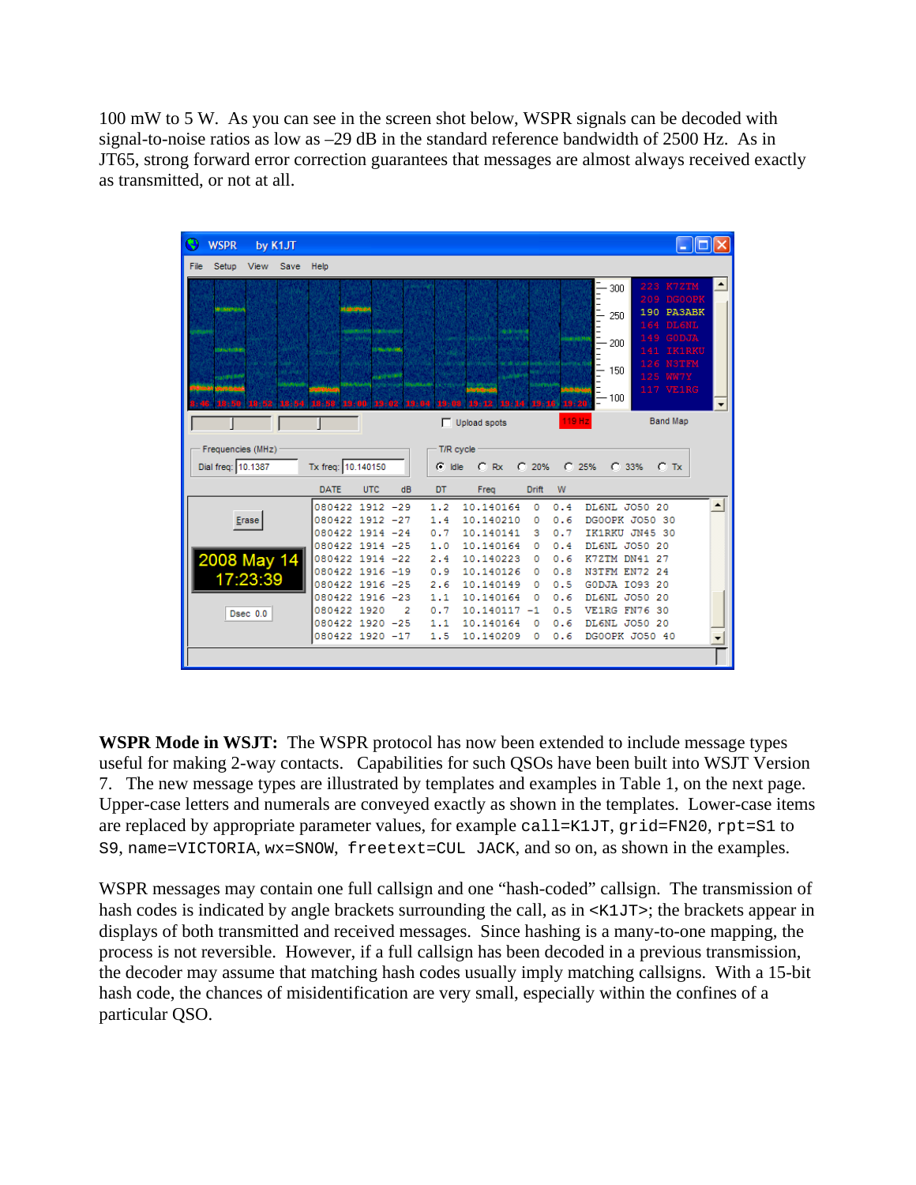100 mW to 5 W. As you can see in the screen shot below, WSPR signals can be decoded with signal-to-noise ratios as low as –29 dB in the standard reference bandwidth of 2500 Hz. As in JT65, strong forward error correction guarantees that messages are almost always received exactly as transmitted, or not at all.

**WSPR Mode in WSJT:** The WSPR protocol has now been extended to include message types useful for making 2-way contacts. Capabilities for such QSOs have been built into WSJT Version 7. The new message types are illustrated by templates and examples in Table 1, on the next page. Upper-case letters and numerals are conveyed exactly as shown in the templates. Lower-case items are replaced by appropriate parameter values, for example `call=K1JT`, `grid=FN20`, `rpt=S1` to `S9`, `name=VICTORIA`, `wx=SNOW`, `freetext=CUL JACK`, and so on, as shown in the examples.

WSPR messages may contain one full callsign and one "hash-coded" callsign. The transmission of hash codes is indicated by angle brackets surrounding the call, as in `<K1JT>`; the brackets appear in displays of both transmitted and received messages. Since hashing is a many-to-one mapping, the process is not reversible. However, if a full callsign has been decoded in a previous transmission, the decoder may assume that matching hash codes usually imply matching callsigns. With a 15-bit hash code, the chances of misidentification are very small, especially within the confines of a particular QSO.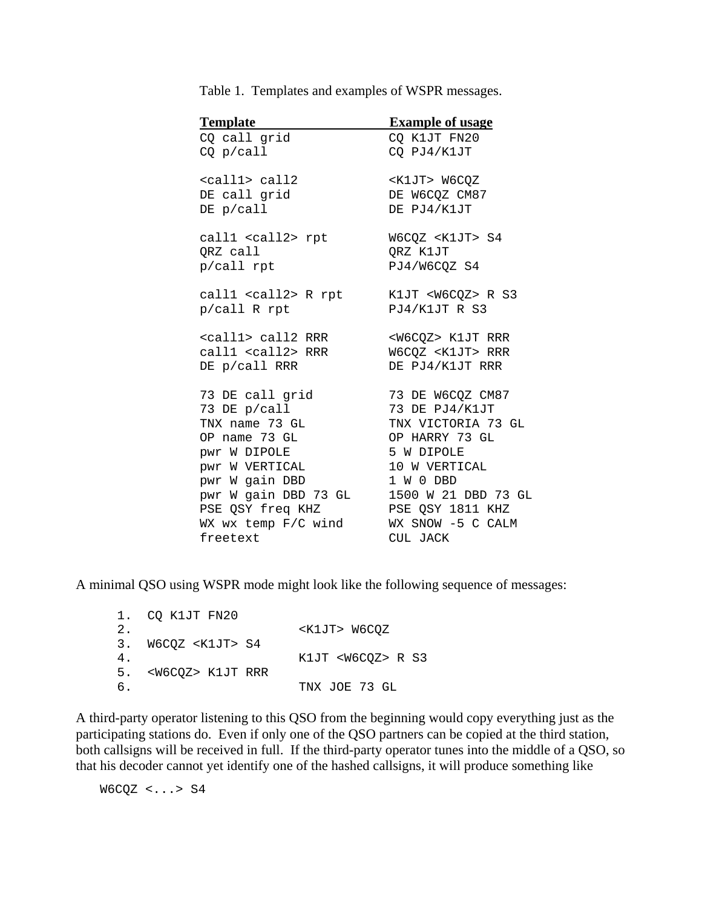Table 1. Templates and examples of WSPR messages.

| Template | Example of usage |
|---|---|
| `CQ call grid` | `CQ K1JT FN20` |
| `CQ p/call` | `CQ PJ4/K1JT` |
| | |
| `<call1> call2` | `<K1JT> W6CQZ` |
| `DE call grid` | `DE W6CQZ CM87` |
| `DE p/call` | `DE PJ4/K1JT` |
| | |
| `call1 <call2> rpt` | `W6CQZ <K1JT> S4` |
| `QRZ call` | `QRZ K1JT` |
| `p/call rpt` | `PJ4/W6CQZ S4` |
| | |
| `call1 <call2> R rpt` | `K1JT <W6CQZ> R S3` |
| `p/call R rpt` | `PJ4/K1JT R S3` |
| | |
| `<call1> call2 RRR` | `<W6CQZ> K1JT RRR` |
| `call1 <call2> RRR` | `W6CQZ <K1JT> RRR` |
| `DE p/call RRR` | `DE PJ4/K1JT RRR` |
| | |
| `73 DE call grid` | `73 DE W6CQZ CM87` |
| `73 DE p/call` | `73 DE PJ4/K1JT` |
| `TNX name 73 GL` | `TNX VICTORIA 73 GL` |
| `OP name 73 GL` | `OP HARRY 73 GL` |
| `pwr W DIPOLE` | `5 W DIPOLE` |
| `pwr W VERTICAL` | `10 W VERTICAL` |
| `pwr W gain DBD` | `1 W 0 DBD` |
| `pwr W gain DBD 73 GL` | `1500 W 21 DBD 73 GL` |
| `PSE QSY freq KHZ` | `PSE QSY 1811 KHZ` |
| `WX wx temp F/C wind` | `WX SNOW -5 C CALM` |
| `freetext` | `CUL JACK` |

A minimal QSO using WSPR mode might look like the following sequence of messages:

```
1.  CQ K1JT FN20
2.                    <K1JT> W6CQZ
3.  W6CQZ <K1JT> S4
4.                    K1JT <W6CQZ> R S3
5.  <W6CQZ> K1JT RRR
6.                    TNX JOE 73 GL
```

A third-party operator listening to this QSO from the beginning would copy everything just as the participating stations do. Even if only one of the QSO partners can be copied at the third station, both callsigns will be received in full. If the third-party operator tunes into the middle of a QSO, so that his decoder cannot yet identify one of the hashed callsigns, it will produce something like

```
W6CQZ <...> S4
```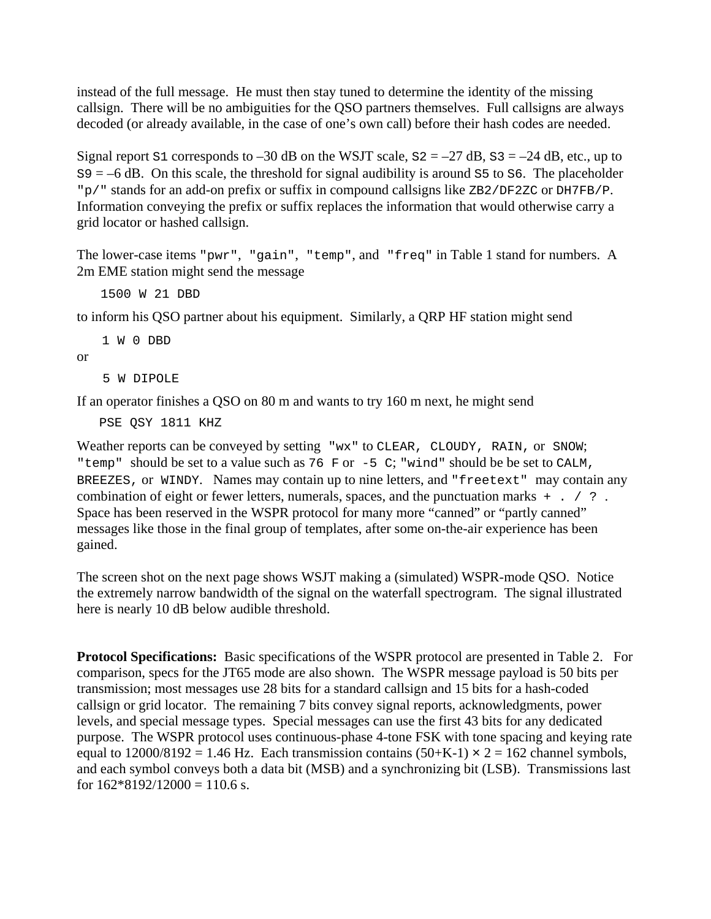instead of the full message. He must then stay tuned to determine the identity of the missing callsign. There will be no ambiguities for the QSO partners themselves. Full callsigns are always decoded (or already available, in the case of one's own call) before their hash codes are needed.

Signal report `S1` corresponds to –30 dB on the WSJT scale, `S2` = –27 dB, `S3` = –24 dB, etc., up to `S9` = –6 dB. On this scale, the threshold for signal audibility is around `S5` to `S6`. The placeholder `"p/"` stands for an add-on prefix or suffix in compound callsigns like `ZB2/DF2ZC` or `DH7FB/P`. Information conveying the prefix or suffix replaces the information that would otherwise carry a grid locator or hashed callsign.

The lower-case items `"pwr"`, `"gain"`, `"temp"`, and `"freq"` in Table 1 stand for numbers. A 2m EME station might send the message

```
1500 W 21 DBD
```

to inform his QSO partner about his equipment. Similarly, a QRP HF station might send

```
1 W 0 DBD
```

or

```
5 W DIPOLE
```

If an operator finishes a QSO on 80 m and wants to try 160 m next, he might send

```
PSE QSY 1811 KHZ
```

Weather reports can be conveyed by setting `"wx"` to `CLEAR, CLOUDY, RAIN,` or `SNOW`; `"temp"` should be set to a value such as `76 F` or `-5 C`; `"wind"` should be be set to `CALM, BREEZES,` or `WINDY`. Names may contain up to nine letters, and `"freetext"` may contain any combination of eight or fewer letters, numerals, spaces, and the punctuation marks `+ . / ? .` Space has been reserved in the WSPR protocol for many more "canned" or "partly canned" messages like those in the final group of templates, after some on-the-air experience has been gained.

The screen shot on the next page shows WSJT making a (simulated) WSPR-mode QSO. Notice the extremely narrow bandwidth of the signal on the waterfall spectrogram. The signal illustrated here is nearly 10 dB below audible threshold.

**Protocol Specifications:** Basic specifications of the WSPR protocol are presented in Table 2. For comparison, specs for the JT65 mode are also shown. The WSPR message payload is 50 bits per transmission; most messages use 28 bits for a standard callsign and 15 bits for a hash-coded callsign or grid locator. The remaining 7 bits convey signal reports, acknowledgments, power levels, and special message types. Special messages can use the first 43 bits for any dedicated purpose. The WSPR protocol uses continuous-phase 4-tone FSK with tone spacing and keying rate equal to $12000/8192 = 1.46$ Hz. Each transmission contains $(50+K-1) \times 2 = 162$ channel symbols, and each symbol conveys both a data bit (MSB) and a synchronizing bit (LSB). Transmissions last for $162*8192/12000 = 110.6$ s.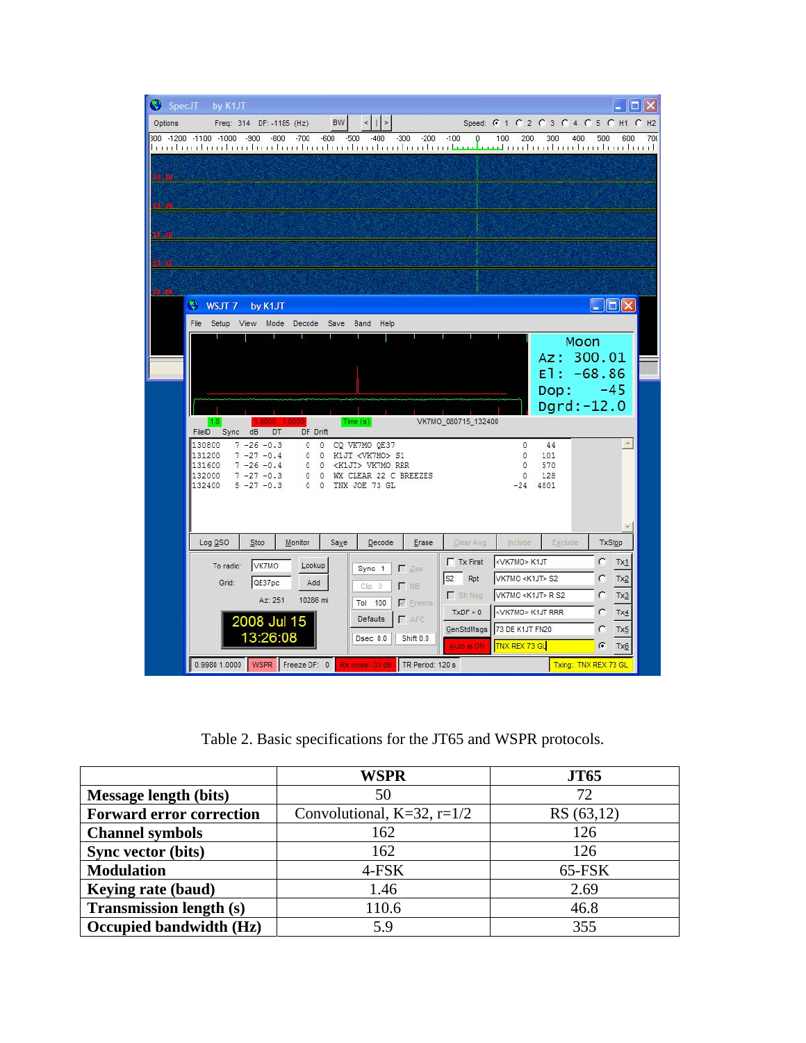Table 2. Basic specifications for the JT65 and WSPR protocols.

| | WSPR | JT65 |
|---|---|---|
| **Message length (bits)** | 50 | 72 |
| **Forward error correction** | Convolutional, K=32, r=1/2 | RS (63,12) |
| **Channel symbols** | 162 | 126 |
| **Sync vector (bits)** | 162 | 126 |
| **Modulation** | 4-FSK | 65-FSK |
| **Keying rate (baud)** | 1.46 | 2.69 |
| **Transmission length (s)** | 110.6 | 46.8 |
| **Occupied bandwidth (Hz)** | 5.9 | 355 |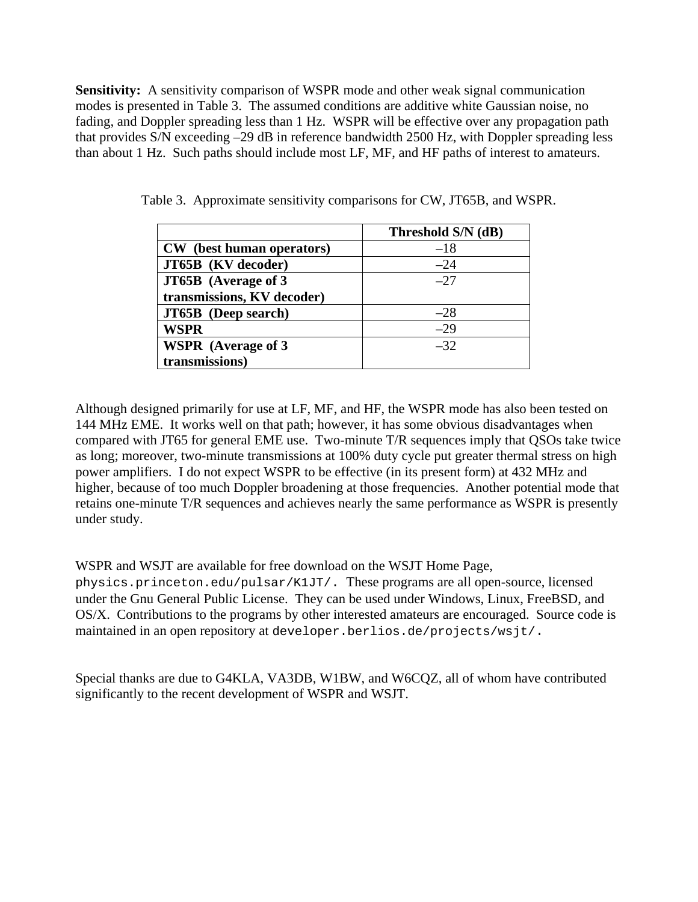**Sensitivity:** A sensitivity comparison of WSPR mode and other weak signal communication modes is presented in Table 3. The assumed conditions are additive white Gaussian noise, no fading, and Doppler spreading less than 1 Hz. WSPR will be effective over any propagation path that provides S/N exceeding –29 dB in reference bandwidth 2500 Hz, with Doppler spreading less than about 1 Hz. Such paths should include most LF, MF, and HF paths of interest to amateurs.

Table 3. Approximate sensitivity comparisons for CW, JT65B, and WSPR.

| | **Threshold S/N (dB)** |
|---|---|
| **CW (best human operators)** | –18 |
| **JT65B (KV decoder)** | –24 |
| **JT65B (Average of 3 transmissions, KV decoder)** | –27 |
| **JT65B (Deep search)** | –28 |
| **WSPR** | –29 |
| **WSPR (Average of 3 transmissions)** | –32 |

Although designed primarily for use at LF, MF, and HF, the WSPR mode has also been tested on 144 MHz EME. It works well on that path; however, it has some obvious disadvantages when compared with JT65 for general EME use. Two-minute T/R sequences imply that QSOs take twice as long; moreover, two-minute transmissions at 100% duty cycle put greater thermal stress on high power amplifiers. I do not expect WSPR to be effective (in its present form) at 432 MHz and higher, because of too much Doppler broadening at those frequencies. Another potential mode that retains one-minute T/R sequences and achieves nearly the same performance as WSPR is presently under study.

WSPR and WSJT are available for free download on the WSJT Home Page, `physics.princeton.edu/pulsar/K1JT/.` These programs are all open-source, licensed under the Gnu General Public License. They can be used under Windows, Linux, FreeBSD, and OS/X. Contributions to the programs by other interested amateurs are encouraged. Source code is maintained in an open repository at `developer.berlios.de/projects/wsjt/.`

Special thanks are due to G4KLA, VA3DB, W1BW, and W6CQZ, all of whom have contributed significantly to the recent development of WSPR and WSJT.